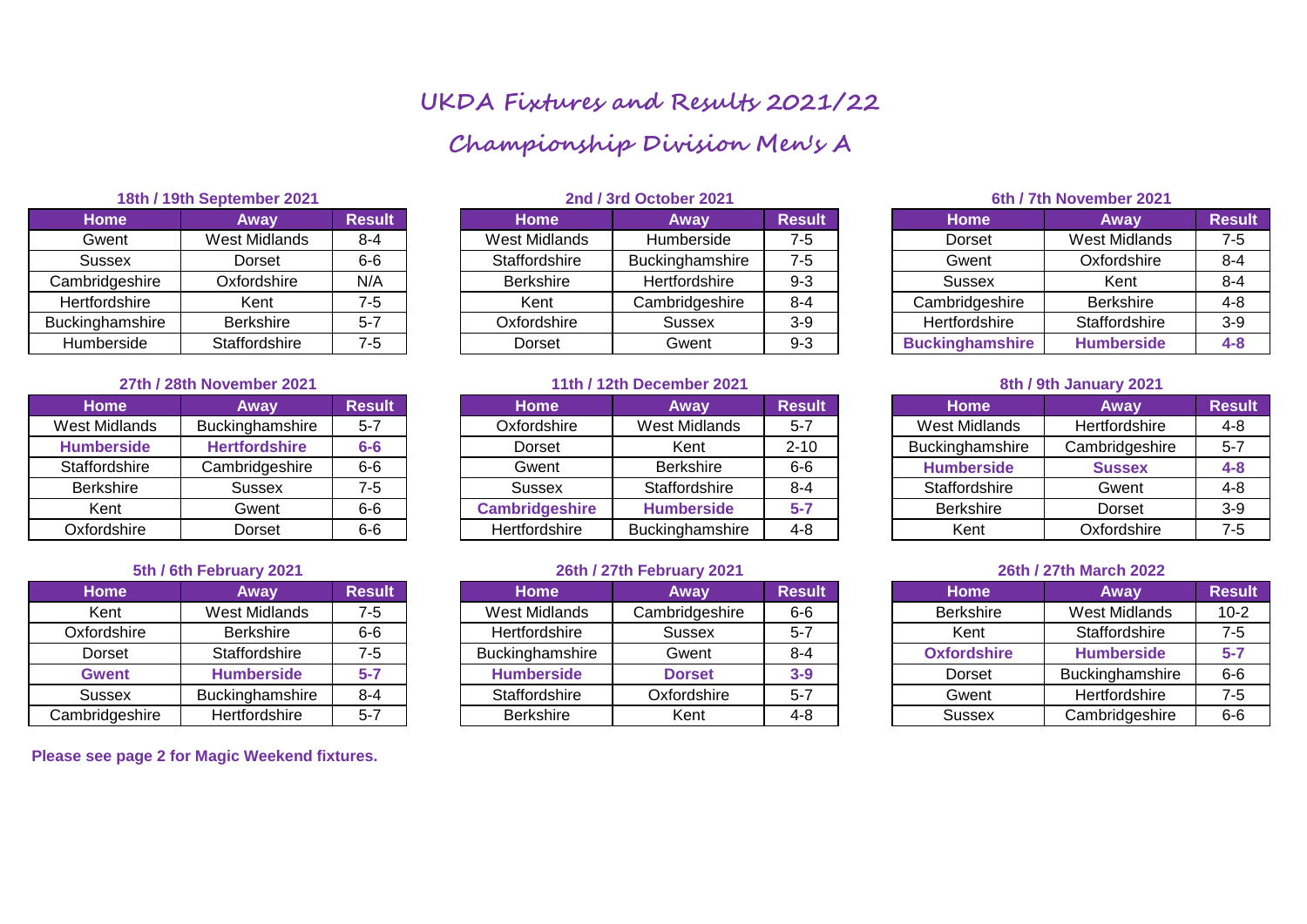# UKDA Fixtures and Results 2021/22

## Championship Division Men's A

### 18th / 19th September 2021

| Home | Away | Result |
|---|---|---|
| Gwent | West Midlands | 8-4 |
| Sussex | Dorset | 6-6 |
| Cambridgeshire | Oxfordshire | N/A |
| Hertfordshire | Kent | 7-5 |
| Buckinghamshire | Berkshire | 5-7 |
| Humberside | Staffordshire | 7-5 |

### 2nd / 3rd October 2021

| Home | Away | Result |
|---|---|---|
| West Midlands | Humberside | 7-5 |
| Staffordshire | Buckinghamshire | 7-5 |
| Berkshire | Hertfordshire | 9-3 |
| Kent | Cambridgeshire | 8-4 |
| Oxfordshire | Sussex | 3-9 |
| Dorset | Gwent | 9-3 |

### 6th / 7th November 2021

| Home | Away | Result |
|---|---|---|
| Dorset | West Midlands | 7-5 |
| Gwent | Oxfordshire | 8-4 |
| Sussex | Kent | 8-4 |
| Cambridgeshire | Berkshire | 4-8 |
| Hertfordshire | Staffordshire | 3-9 |
| **Buckinghamshire** | **Humberside** | **4-8** |

### 27th / 28th November 2021

| Home | Away | Result |
|---|---|---|
| West Midlands | Buckinghamshire | 5-7 |
| **Humberside** | **Hertfordshire** | **6-6** |
| Staffordshire | Cambridgeshire | 6-6 |
| Berkshire | Sussex | 7-5 |
| Kent | Gwent | 6-6 |
| Oxfordshire | Dorset | 6-6 |

### 11th / 12th December 2021

| Home | Away | Result |
|---|---|---|
| Oxfordshire | West Midlands | 5-7 |
| Dorset | Kent | 2-10 |
| Gwent | Berkshire | 6-6 |
| Sussex | Staffordshire | 8-4 |
| **Cambridgeshire** | **Humberside** | **5-7** |
| Hertfordshire | Buckinghamshire | 4-8 |

### 8th / 9th January 2021

| Home | Away | Result |
|---|---|---|
| West Midlands | Hertfordshire | 4-8 |
| Buckinghamshire | Cambridgeshire | 5-7 |
| **Humberside** | **Sussex** | **4-8** |
| Staffordshire | Gwent | 4-8 |
| Berkshire | Dorset | 3-9 |
| Kent | Oxfordshire | 7-5 |

### 5th / 6th February 2021

| Home | Away | Result |
|---|---|---|
| Kent | West Midlands | 7-5 |
| Oxfordshire | Berkshire | 6-6 |
| Dorset | Staffordshire | 7-5 |
| **Gwent** | **Humberside** | **5-7** |
| Sussex | Buckinghamshire | 8-4 |
| Cambridgeshire | Hertfordshire | 5-7 |

### 26th / 27th February 2021

| Home | Away | Result |
|---|---|---|
| West Midlands | Cambridgeshire | 6-6 |
| Hertfordshire | Sussex | 5-7 |
| Buckinghamshire | Gwent | 8-4 |
| **Humberside** | **Dorset** | **3-9** |
| Staffordshire | Oxfordshire | 5-7 |
| Berkshire | Kent | 4-8 |

### 26th / 27th March 2022

| Home | Away | Result |
|---|---|---|
| Berkshire | West Midlands | 10-2 |
| Kent | Staffordshire | 7-5 |
| **Oxfordshire** | **Humberside** | **5-7** |
| Dorset | Buckinghamshire | 6-6 |
| Gwent | Hertfordshire | 7-5 |
| Sussex | Cambridgeshire | 6-6 |

**Please see page 2 for Magic Weekend fixtures.**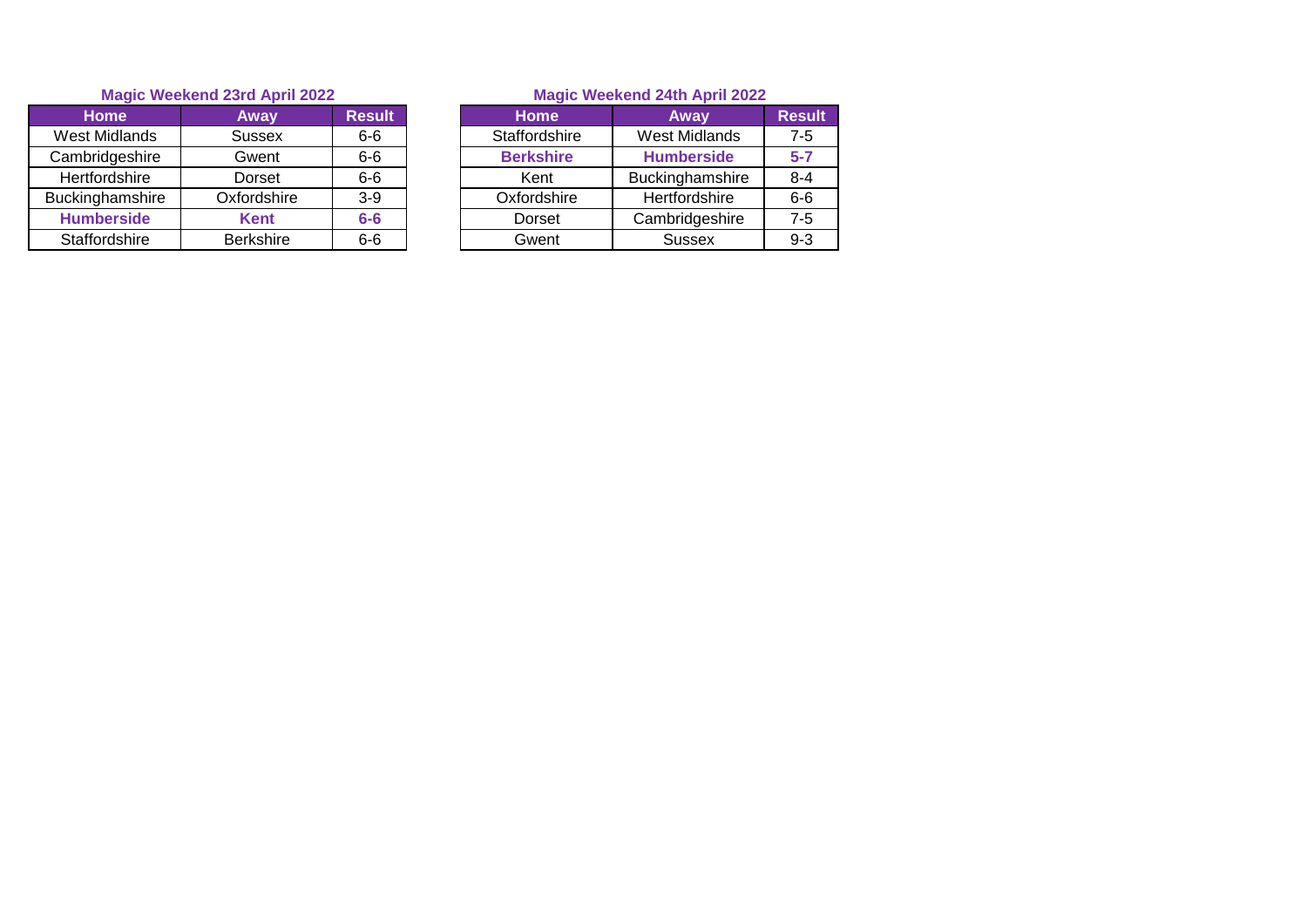### Magic Weekend 23rd April 2022

| Home | Away | Result |
|---|---|---|
| West Midlands | Sussex | 6-6 |
| Cambridgeshire | Gwent | 6-6 |
| Hertfordshire | Dorset | 6-6 |
| Buckinghamshire | Oxfordshire | 3-9 |
| **Humberside** | **Kent** | **6-6** |
| Staffordshire | Berkshire | 6-6 |

### Magic Weekend 24th April 2022

| Home | Away | Result |
|---|---|---|
| Staffordshire | West Midlands | 7-5 |
| **Berkshire** | **Humberside** | **5-7** |
| Kent | Buckinghamshire | 8-4 |
| Oxfordshire | Hertfordshire | 6-6 |
| Dorset | Cambridgeshire | 7-5 |
| Gwent | Sussex | 9-3 |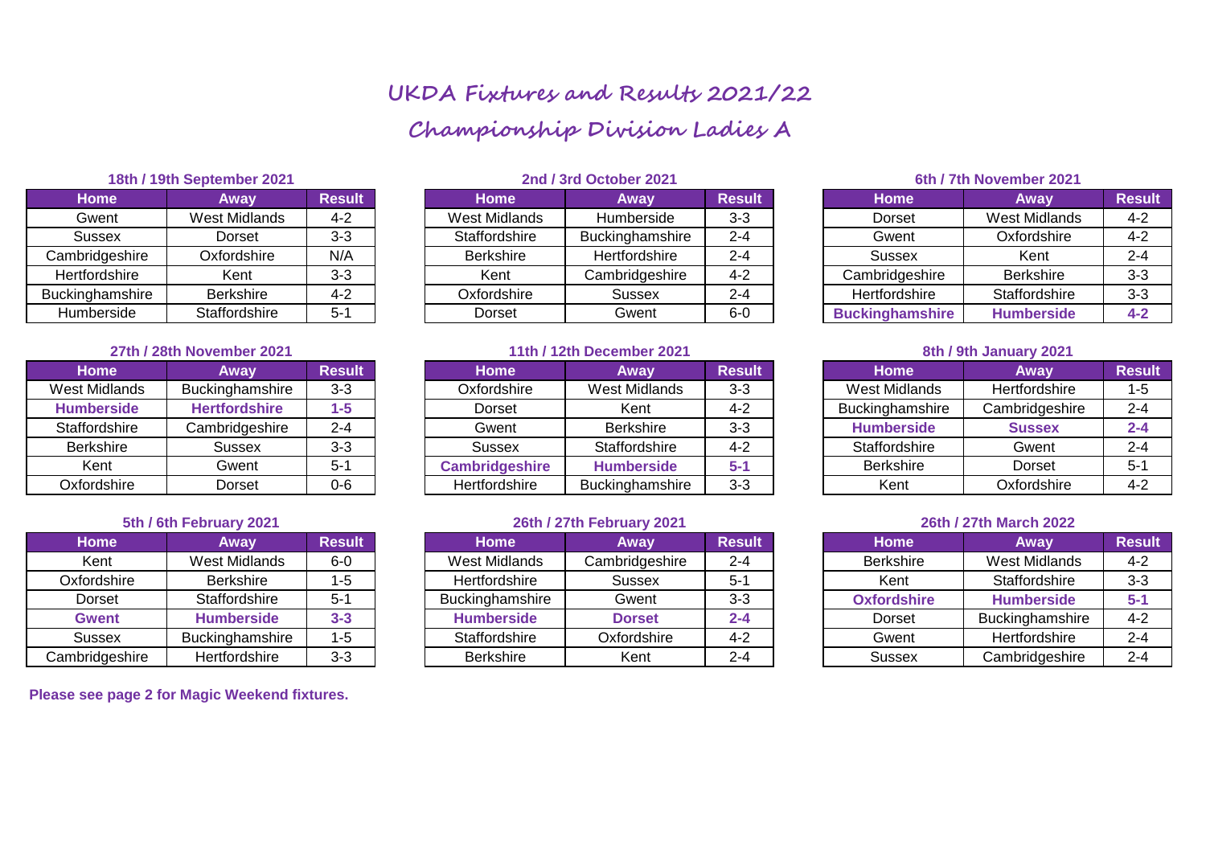# UKDA Fixtures and Results 2021/22

## Championship Division Ladies A

### 18th / 19th September 2021

| Home | Away | Result |
|---|---|---|
| Gwent | West Midlands | 4-2 |
| Sussex | Dorset | 3-3 |
| Cambridgeshire | Oxfordshire | N/A |
| Hertfordshire | Kent | 3-3 |
| Buckinghamshire | Berkshire | 4-2 |
| Humberside | Staffordshire | 5-1 |

### 2nd / 3rd October 2021

| Home | Away | Result |
|---|---|---|
| West Midlands | Humberside | 3-3 |
| Staffordshire | Buckinghamshire | 2-4 |
| Berkshire | Hertfordshire | 2-4 |
| Kent | Cambridgeshire | 4-2 |
| Oxfordshire | Sussex | 2-4 |
| Dorset | Gwent | 6-0 |

### 6th / 7th November 2021

| Home | Away | Result |
|---|---|---|
| Dorset | West Midlands | 4-2 |
| Gwent | Oxfordshire | 4-2 |
| Sussex | Kent | 2-4 |
| Cambridgeshire | Berkshire | 3-3 |
| Hertfordshire | Staffordshire | 3-3 |
| **Buckinghamshire** | **Humberside** | **4-2** |

### 27th / 28th November 2021

| Home | Away | Result |
|---|---|---|
| West Midlands | Buckinghamshire | 3-3 |
| **Humberside** | **Hertfordshire** | **1-5** |
| Staffordshire | Cambridgeshire | 2-4 |
| Berkshire | Sussex | 3-3 |
| Kent | Gwent | 5-1 |
| Oxfordshire | Dorset | 0-6 |

### 11th / 12th December 2021

| Home | Away | Result |
|---|---|---|
| Oxfordshire | West Midlands | 3-3 |
| Dorset | Kent | 4-2 |
| Gwent | Berkshire | 3-3 |
| Sussex | Staffordshire | 4-2 |
| **Cambridgeshire** | **Humberside** | **5-1** |
| Hertfordshire | Buckinghamshire | 3-3 |

### 8th / 9th January 2021

| Home | Away | Result |
|---|---|---|
| West Midlands | Hertfordshire | 1-5 |
| Buckinghamshire | Cambridgeshire | 2-4 |
| **Humberside** | **Sussex** | **2-4** |
| Staffordshire | Gwent | 2-4 |
| Berkshire | Dorset | 5-1 |
| Kent | Oxfordshire | 4-2 |

### 5th / 6th February 2021

| Home | Away | Result |
|---|---|---|
| Kent | West Midlands | 6-0 |
| Oxfordshire | Berkshire | 1-5 |
| Dorset | Staffordshire | 5-1 |
| **Gwent** | **Humberside** | **3-3** |
| Sussex | Buckinghamshire | 1-5 |
| Cambridgeshire | Hertfordshire | 3-3 |

### 26th / 27th February 2021

| Home | Away | Result |
|---|---|---|
| West Midlands | Cambridgeshire | 2-4 |
| Hertfordshire | Sussex | 5-1 |
| Buckinghamshire | Gwent | 3-3 |
| **Humberside** | **Dorset** | **2-4** |
| Staffordshire | Oxfordshire | 4-2 |
| Berkshire | Kent | 2-4 |

### 26th / 27th March 2022

| Home | Away | Result |
|---|---|---|
| Berkshire | West Midlands | 4-2 |
| Kent | Staffordshire | 3-3 |
| **Oxfordshire** | **Humberside** | **5-1** |
| Dorset | Buckinghamshire | 4-2 |
| Gwent | Hertfordshire | 2-4 |
| Sussex | Cambridgeshire | 2-4 |

**Please see page 2 for Magic Weekend fixtures.**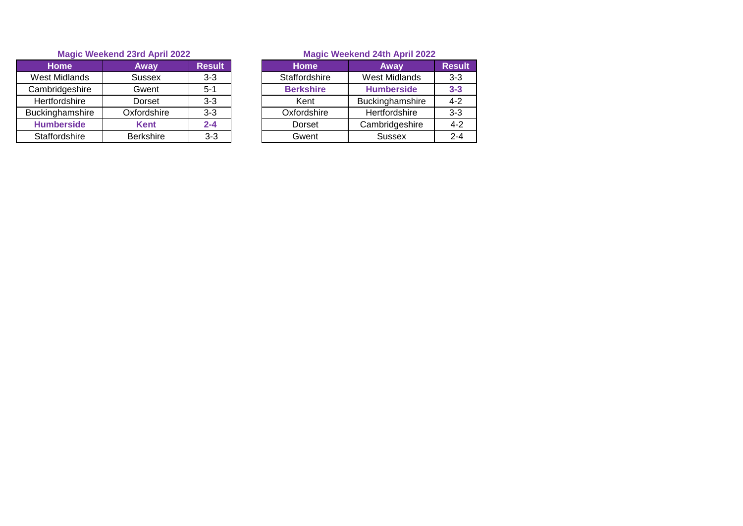**Magic Weekend 23rd April 2022**

| Home | Away | Result |
|---|---|---|
| West Midlands | Sussex | 3-3 |
| Cambridgeshire | Gwent | 5-1 |
| Hertfordshire | Dorset | 3-3 |
| Buckinghamshire | Oxfordshire | 3-3 |
| **Humberside** | **Kent** | **2-4** |
| Staffordshire | Berkshire | 3-3 |

**Magic Weekend 24th April 2022**

| Home | Away | Result |
|---|---|---|
| Staffordshire | West Midlands | 3-3 |
| **Berkshire** | **Humberside** | **3-3** |
| Kent | Buckinghamshire | 4-2 |
| Oxfordshire | Hertfordshire | 3-3 |
| Dorset | Cambridgeshire | 4-2 |
| Gwent | Sussex | 2-4 |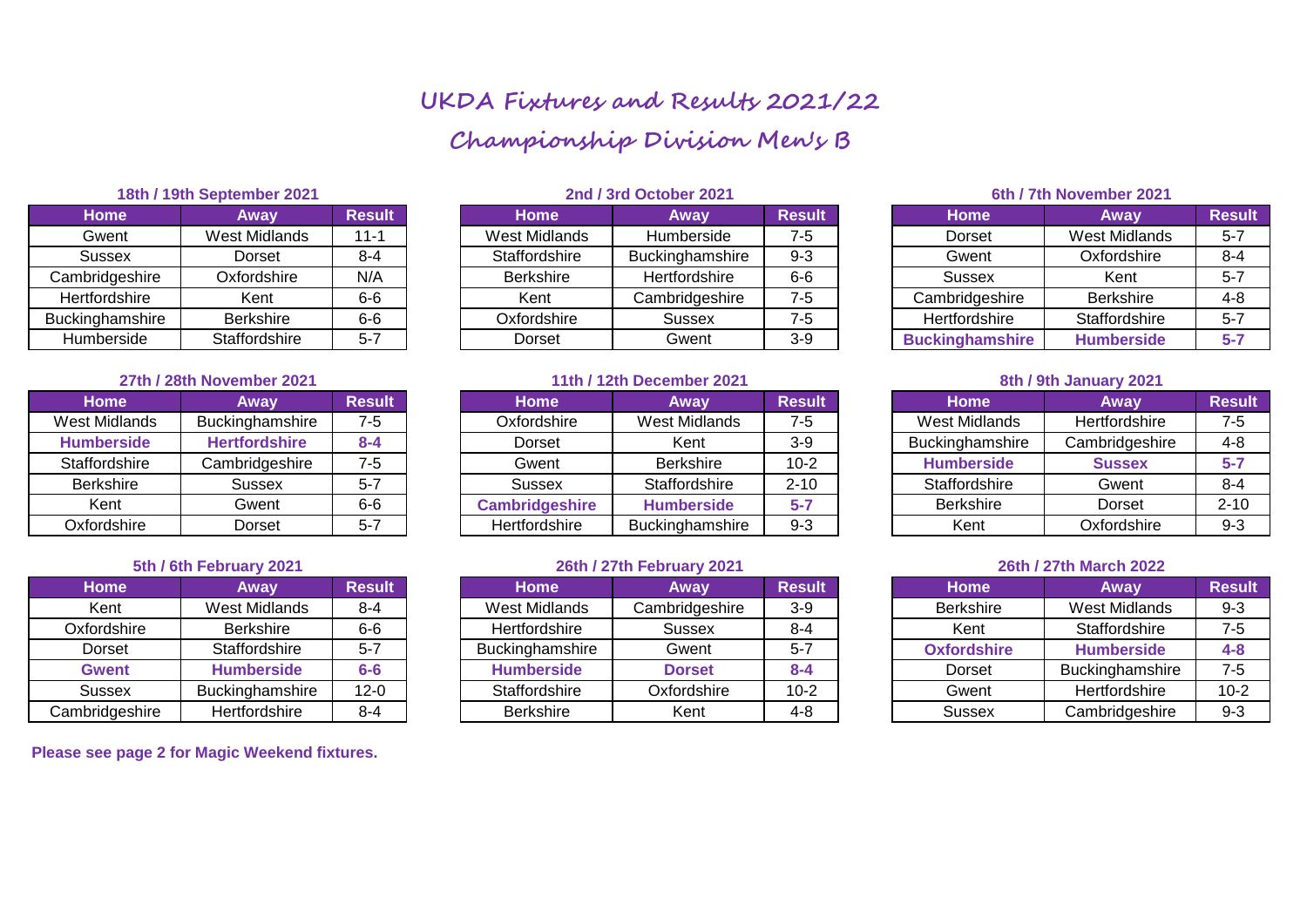# UKDA Fixtures and Results 2021/22

## Championship Division Men's B

### 18th / 19th September 2021

| Home | Away | Result |
|---|---|---|
| Gwent | West Midlands | 11-1 |
| Sussex | Dorset | 8-4 |
| Cambridgeshire | Oxfordshire | N/A |
| Hertfordshire | Kent | 6-6 |
| Buckinghamshire | Berkshire | 6-6 |
| Humberside | Staffordshire | 5-7 |

### 2nd / 3rd October 2021

| Home | Away | Result |
|---|---|---|
| West Midlands | Humberside | 7-5 |
| Staffordshire | Buckinghamshire | 9-3 |
| Berkshire | Hertfordshire | 6-6 |
| Kent | Cambridgeshire | 7-5 |
| Oxfordshire | Sussex | 7-5 |
| Dorset | Gwent | 3-9 |

### 6th / 7th November 2021

| Home | Away | Result |
|---|---|---|
| Dorset | West Midlands | 5-7 |
| Gwent | Oxfordshire | 8-4 |
| Sussex | Kent | 5-7 |
| Cambridgeshire | Berkshire | 4-8 |
| Hertfordshire | Staffordshire | 5-7 |
| **Buckinghamshire** | **Humberside** | **5-7** |

### 27th / 28th November 2021

| Home | Away | Result |
|---|---|---|
| West Midlands | Buckinghamshire | 7-5 |
| **Humberside** | **Hertfordshire** | **8-4** |
| Staffordshire | Cambridgeshire | 7-5 |
| Berkshire | Sussex | 5-7 |
| Kent | Gwent | 6-6 |
| Oxfordshire | Dorset | 5-7 |

### 11th / 12th December 2021

| Home | Away | Result |
|---|---|---|
| Oxfordshire | West Midlands | 7-5 |
| Dorset | Kent | 3-9 |
| Gwent | Berkshire | 10-2 |
| Sussex | Staffordshire | 2-10 |
| **Cambridgeshire** | **Humberside** | **5-7** |
| Hertfordshire | Buckinghamshire | 9-3 |

### 8th / 9th January 2021

| Home | Away | Result |
|---|---|---|
| West Midlands | Hertfordshire | 7-5 |
| Buckinghamshire | Cambridgeshire | 4-8 |
| **Humberside** | **Sussex** | **5-7** |
| Staffordshire | Gwent | 8-4 |
| Berkshire | Dorset | 2-10 |
| Kent | Oxfordshire | 9-3 |

### 5th / 6th February 2021

| Home | Away | Result |
|---|---|---|
| Kent | West Midlands | 8-4 |
| Oxfordshire | Berkshire | 6-6 |
| Dorset | Staffordshire | 5-7 |
| **Gwent** | **Humberside** | **6-6** |
| Sussex | Buckinghamshire | 12-0 |
| Cambridgeshire | Hertfordshire | 8-4 |

### 26th / 27th February 2021

| Home | Away | Result |
|---|---|---|
| West Midlands | Cambridgeshire | 3-9 |
| Hertfordshire | Sussex | 8-4 |
| Buckinghamshire | Gwent | 5-7 |
| **Humberside** | **Dorset** | **8-4** |
| Staffordshire | Oxfordshire | 10-2 |
| Berkshire | Kent | 4-8 |

### 26th / 27th March 2022

| Home | Away | Result |
|---|---|---|
| Berkshire | West Midlands | 9-3 |
| Kent | Staffordshire | 7-5 |
| **Oxfordshire** | **Humberside** | **4-8** |
| Dorset | Buckinghamshire | 7-5 |
| Gwent | Hertfordshire | 10-2 |
| Sussex | Cambridgeshire | 9-3 |

**Please see page 2 for Magic Weekend fixtures.**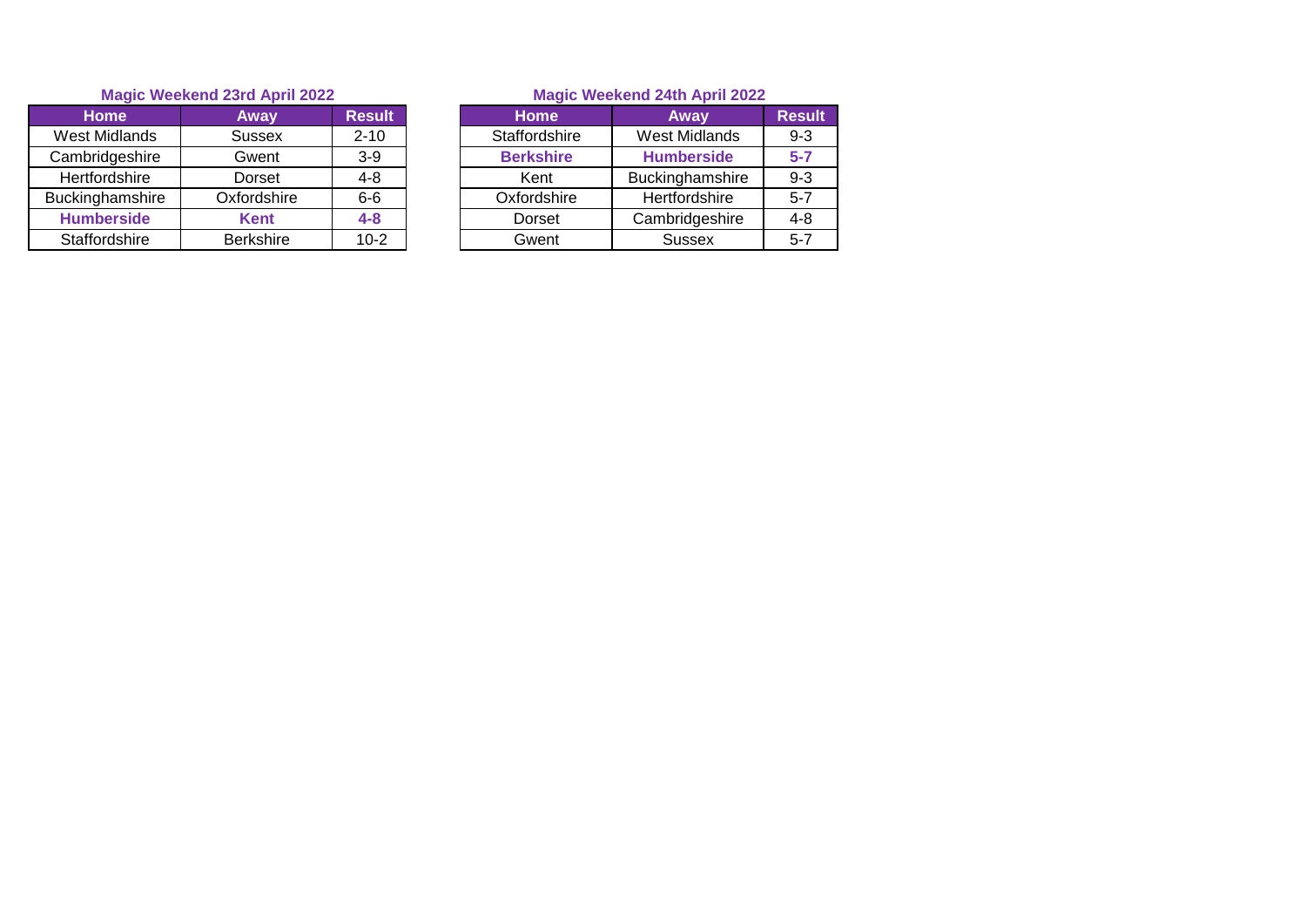**Magic Weekend 23rd April 2022**

| Home | Away | Result |
|---|---|---|
| West Midlands | Sussex | 2-10 |
| Cambridgeshire | Gwent | 3-9 |
| Hertfordshire | Dorset | 4-8 |
| Buckinghamshire | Oxfordshire | 6-6 |
| **Humberside** | **Kent** | **4-8** |
| Staffordshire | Berkshire | 10-2 |

**Magic Weekend 24th April 2022**

| Home | Away | Result |
|---|---|---|
| Staffordshire | West Midlands | 9-3 |
| **Berkshire** | **Humberside** | **5-7** |
| Kent | Buckinghamshire | 9-3 |
| Oxfordshire | Hertfordshire | 5-7 |
| Dorset | Cambridgeshire | 4-8 |
| Gwent | Sussex | 5-7 |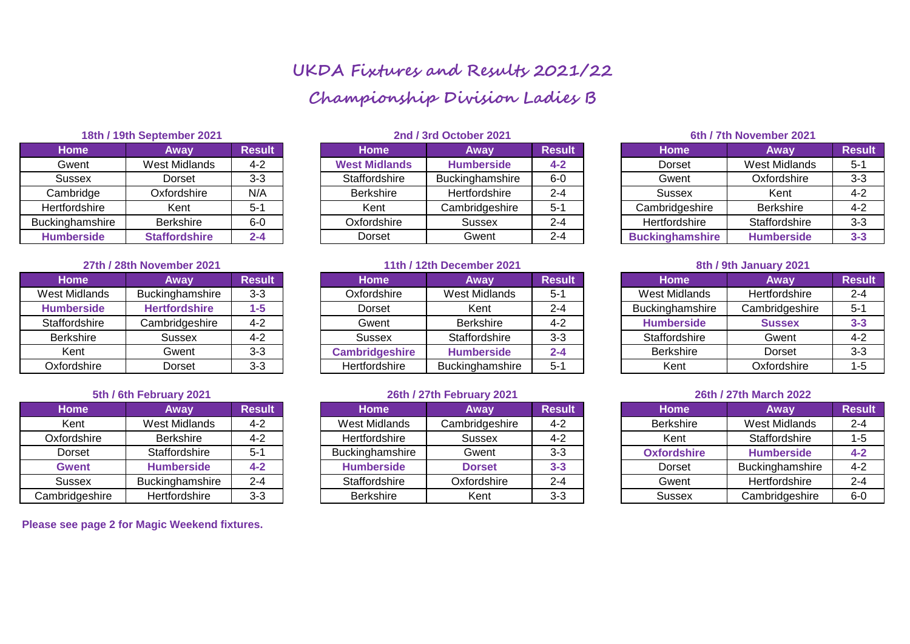# UKDA Fixtures and Results 2021/22

## Championship Division Ladies B

### 18th / 19th September 2021

| Home | Away | Result |
|---|---|---|
| Gwent | West Midlands | 4-2 |
| Sussex | Dorset | 3-3 |
| Cambridge | Oxfordshire | N/A |
| Hertfordshire | Kent | 5-1 |
| Buckinghamshire | Berkshire | 6-0 |
| **Humberside** | **Staffordshire** | **2-4** |

### 2nd / 3rd October 2021

| Home | Away | Result |
|---|---|---|
| **West Midlands** | **Humberside** | **4-2** |
| Staffordshire | Buckinghamshire | 6-0 |
| Berkshire | Hertfordshire | 2-4 |
| Kent | Cambridgeshire | 5-1 |
| Oxfordshire | Sussex | 2-4 |
| Dorset | Gwent | 2-4 |

### 6th / 7th November 2021

| Home | Away | Result |
|---|---|---|
| Dorset | West Midlands | 5-1 |
| Gwent | Oxfordshire | 3-3 |
| Sussex | Kent | 4-2 |
| Cambridgeshire | Berkshire | 4-2 |
| Hertfordshire | Staffordshire | 3-3 |
| **Buckinghamshire** | **Humberside** | **3-3** |

### 27th / 28th November 2021

| Home | Away | Result |
|---|---|---|
| West Midlands | Buckinghamshire | 3-3 |
| **Humberside** | **Hertfordshire** | **1-5** |
| Staffordshire | Cambridgeshire | 4-2 |
| Berkshire | Sussex | 4-2 |
| Kent | Gwent | 3-3 |
| Oxfordshire | Dorset | 3-3 |

### 11th / 12th December 2021

| Home | Away | Result |
|---|---|---|
| Oxfordshire | West Midlands | 5-1 |
| Dorset | Kent | 2-4 |
| Gwent | Berkshire | 4-2 |
| Sussex | Staffordshire | 3-3 |
| **Cambridgeshire** | **Humberside** | **2-4** |
| Hertfordshire | Buckinghamshire | 5-1 |

### 8th / 9th January 2021

| Home | Away | Result |
|---|---|---|
| West Midlands | Hertfordshire | 2-4 |
| Buckinghamshire | Cambridgeshire | 5-1 |
| **Humberside** | **Sussex** | **3-3** |
| Staffordshire | Gwent | 4-2 |
| Berkshire | Dorset | 3-3 |
| Kent | Oxfordshire | 1-5 |

### 5th / 6th February 2021

| Home | Away | Result |
|---|---|---|
| Kent | West Midlands | 4-2 |
| Oxfordshire | Berkshire | 4-2 |
| Dorset | Staffordshire | 5-1 |
| **Gwent** | **Humberside** | **4-2** |
| Sussex | Buckinghamshire | 2-4 |
| Cambridgeshire | Hertfordshire | 3-3 |

### 26th / 27th February 2021

| Home | Away | Result |
|---|---|---|
| West Midlands | Cambridgeshire | 4-2 |
| Hertfordshire | Sussex | 4-2 |
| Buckinghamshire | Gwent | 3-3 |
| **Humberside** | **Dorset** | **3-3** |
| Staffordshire | Oxfordshire | 2-4 |
| Berkshire | Kent | 3-3 |

### 26th / 27th March 2022

| Home | Away | Result |
|---|---|---|
| Berkshire | West Midlands | 2-4 |
| Kent | Staffordshire | 1-5 |
| **Oxfordshire** | **Humberside** | **4-2** |
| Dorset | Buckinghamshire | 4-2 |
| Gwent | Hertfordshire | 2-4 |
| Sussex | Cambridgeshire | 6-0 |

**Please see page 2 for Magic Weekend fixtures.**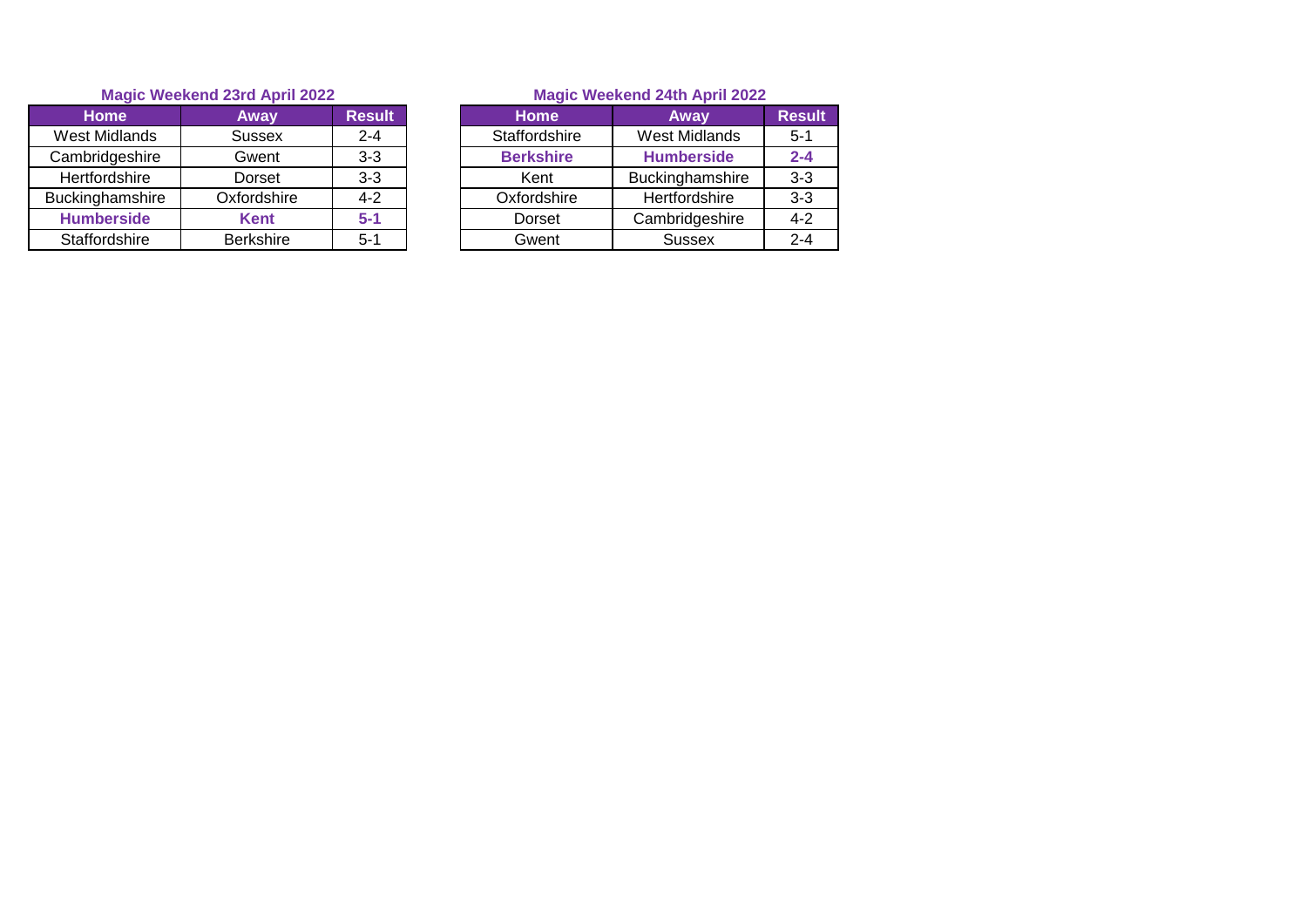**Magic Weekend 23rd April 2022**

| Home | Away | Result |
|---|---|---|
| West Midlands | Sussex | 2-4 |
| Cambridgeshire | Gwent | 3-3 |
| Hertfordshire | Dorset | 3-3 |
| Buckinghamshire | Oxfordshire | 4-2 |
| **Humberside** | **Kent** | **5-1** |
| Staffordshire | Berkshire | 5-1 |

**Magic Weekend 24th April 2022**

| Home | Away | Result |
|---|---|---|
| Staffordshire | West Midlands | 5-1 |
| **Berkshire** | **Humberside** | **2-4** |
| Kent | Buckinghamshire | 3-3 |
| Oxfordshire | Hertfordshire | 3-3 |
| Dorset | Cambridgeshire | 4-2 |
| Gwent | Sussex | 2-4 |